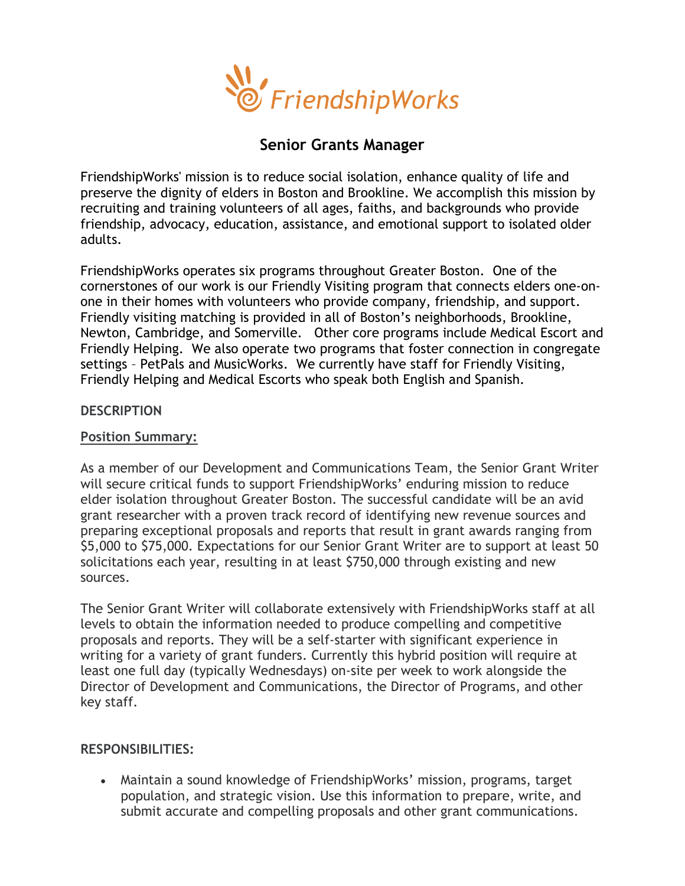FriendshipWorks

# Senior Grants Manager

FriendshipWorks' mission is to reduce social isolation, enhance quality of life and preserve the dignity of elders in Boston and Brookline. We accomplish this mission by recruiting and training volunteers of all ages, faiths, and backgrounds who provide friendship, advocacy, education, assistance, and emotional support to isolated older adults.

FriendshipWorks operates six programs throughout Greater Boston. One of the cornerstones of our work is our Friendly Visiting program that connects elders one-on-one in their homes with volunteers who provide company, friendship, and support. Friendly visiting matching is provided in all of Boston's neighborhoods, Brookline, Newton, Cambridge, and Somerville. Other core programs include Medical Escort and Friendly Helping. We also operate two programs that foster connection in congregate settings – PetPals and MusicWorks. We currently have staff for Friendly Visiting, Friendly Helping and Medical Escorts who speak both English and Spanish.

**DESCRIPTION**

**Position Summary:**

As a member of our Development and Communications Team, the Senior Grant Writer will secure critical funds to support FriendshipWorks' enduring mission to reduce elder isolation throughout Greater Boston. The successful candidate will be an avid grant researcher with a proven track record of identifying new revenue sources and preparing exceptional proposals and reports that result in grant awards ranging from $5,000 to $75,000. Expectations for our Senior Grant Writer are to support at least 50 solicitations each year, resulting in at least $750,000 through existing and new sources.

The Senior Grant Writer will collaborate extensively with FriendshipWorks staff at all levels to obtain the information needed to produce compelling and competitive proposals and reports. They will be a self-starter with significant experience in writing for a variety of grant funders. Currently this hybrid position will require at least one full day (typically Wednesdays) on-site per week to work alongside the Director of Development and Communications, the Director of Programs, and other key staff.

**RESPONSIBILITIES:**

- Maintain a sound knowledge of FriendshipWorks' mission, programs, target population, and strategic vision. Use this information to prepare, write, and submit accurate and compelling proposals and other grant communications.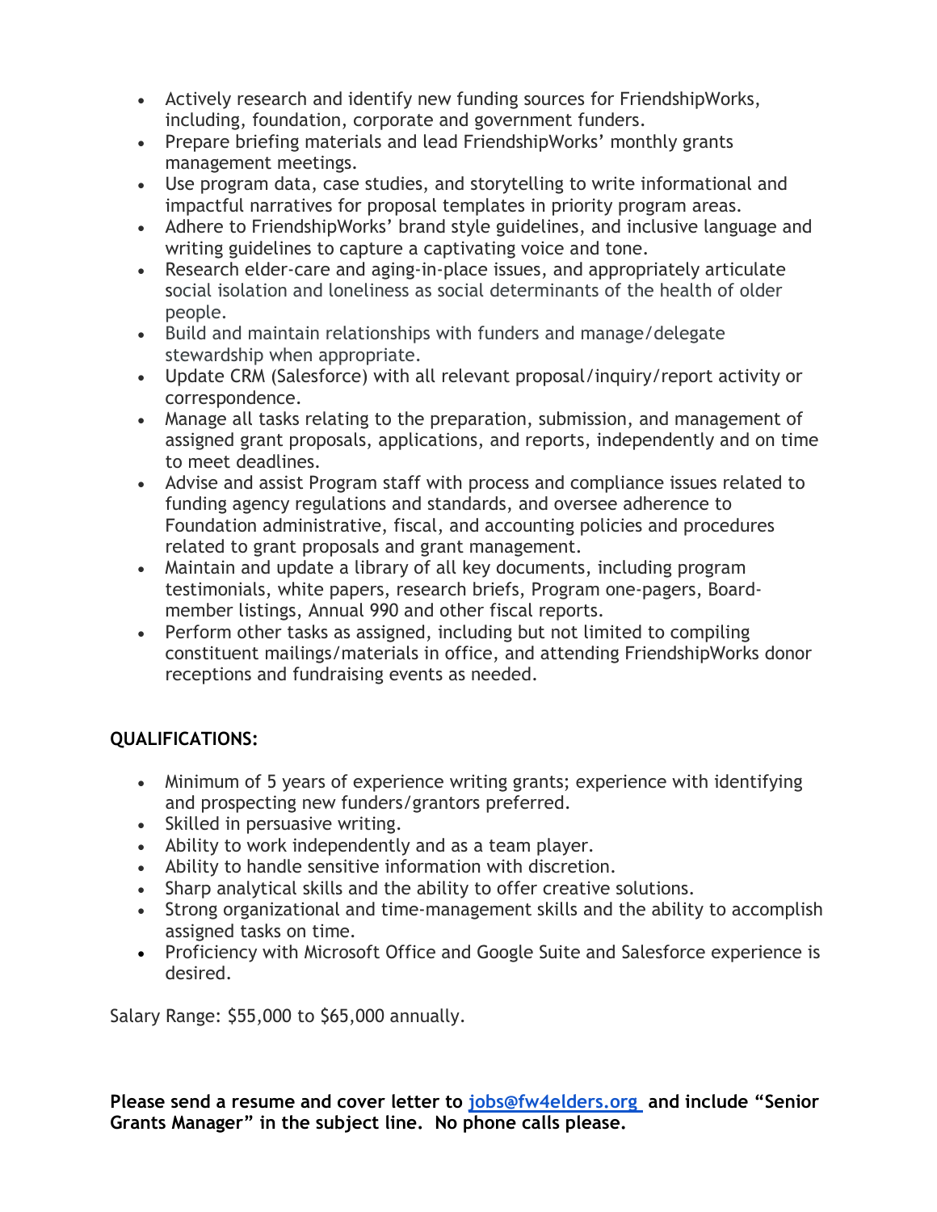- Actively research and identify new funding sources for FriendshipWorks, including, foundation, corporate and government funders.
- Prepare briefing materials and lead FriendshipWorks' monthly grants management meetings.
- Use program data, case studies, and storytelling to write informational and impactful narratives for proposal templates in priority program areas.
- Adhere to FriendshipWorks' brand style guidelines, and inclusive language and writing guidelines to capture a captivating voice and tone.
- Research elder-care and aging-in-place issues, and appropriately articulate social isolation and loneliness as social determinants of the health of older people.
- Build and maintain relationships with funders and manage/delegate stewardship when appropriate.
- Update CRM (Salesforce) with all relevant proposal/inquiry/report activity or correspondence.
- Manage all tasks relating to the preparation, submission, and management of assigned grant proposals, applications, and reports, independently and on time to meet deadlines.
- Advise and assist Program staff with process and compliance issues related to funding agency regulations and standards, and oversee adherence to Foundation administrative, fiscal, and accounting policies and procedures related to grant proposals and grant management.
- Maintain and update a library of all key documents, including program testimonials, white papers, research briefs, Program one-pagers, Board-member listings, Annual 990 and other fiscal reports.
- Perform other tasks as assigned, including but not limited to compiling constituent mailings/materials in office, and attending FriendshipWorks donor receptions and fundraising events as needed.

**QUALIFICATIONS:**

- Minimum of 5 years of experience writing grants; experience with identifying and prospecting new funders/grantors preferred.
- Skilled in persuasive writing.
- Ability to work independently and as a team player.
- Ability to handle sensitive information with discretion.
- Sharp analytical skills and the ability to offer creative solutions.
- Strong organizational and time-management skills and the ability to accomplish assigned tasks on time.
- Proficiency with Microsoft Office and Google Suite and Salesforce experience is desired.

Salary Range: $55,000 to $65,000 annually.

**Please send a resume and cover letter to [jobs@fw4elders.org](mailto:jobs@fw4elders.org) and include "Senior Grants Manager" in the subject line. No phone calls please.**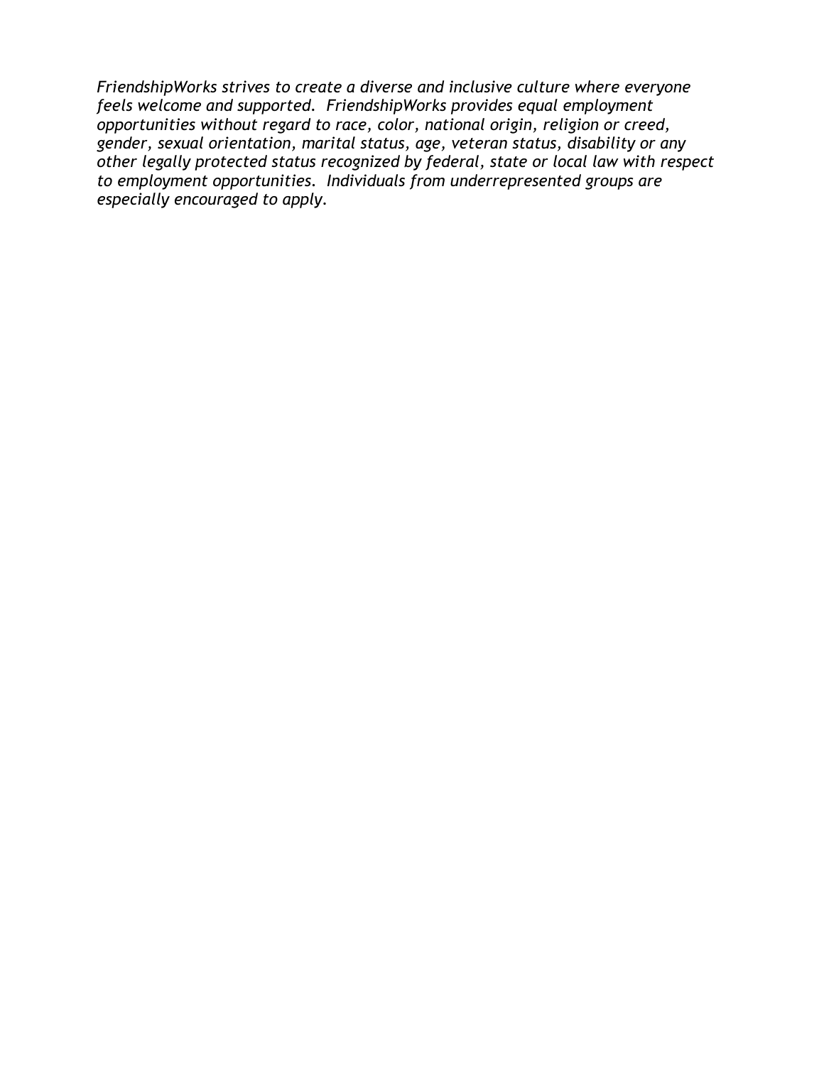*FriendshipWorks strives to create a diverse and inclusive culture where everyone feels welcome and supported. FriendshipWorks provides equal employment opportunities without regard to race, color, national origin, religion or creed, gender, sexual orientation, marital status, age, veteran status, disability or any other legally protected status recognized by federal, state or local law with respect to employment opportunities. Individuals from underrepresented groups are especially encouraged to apply.*